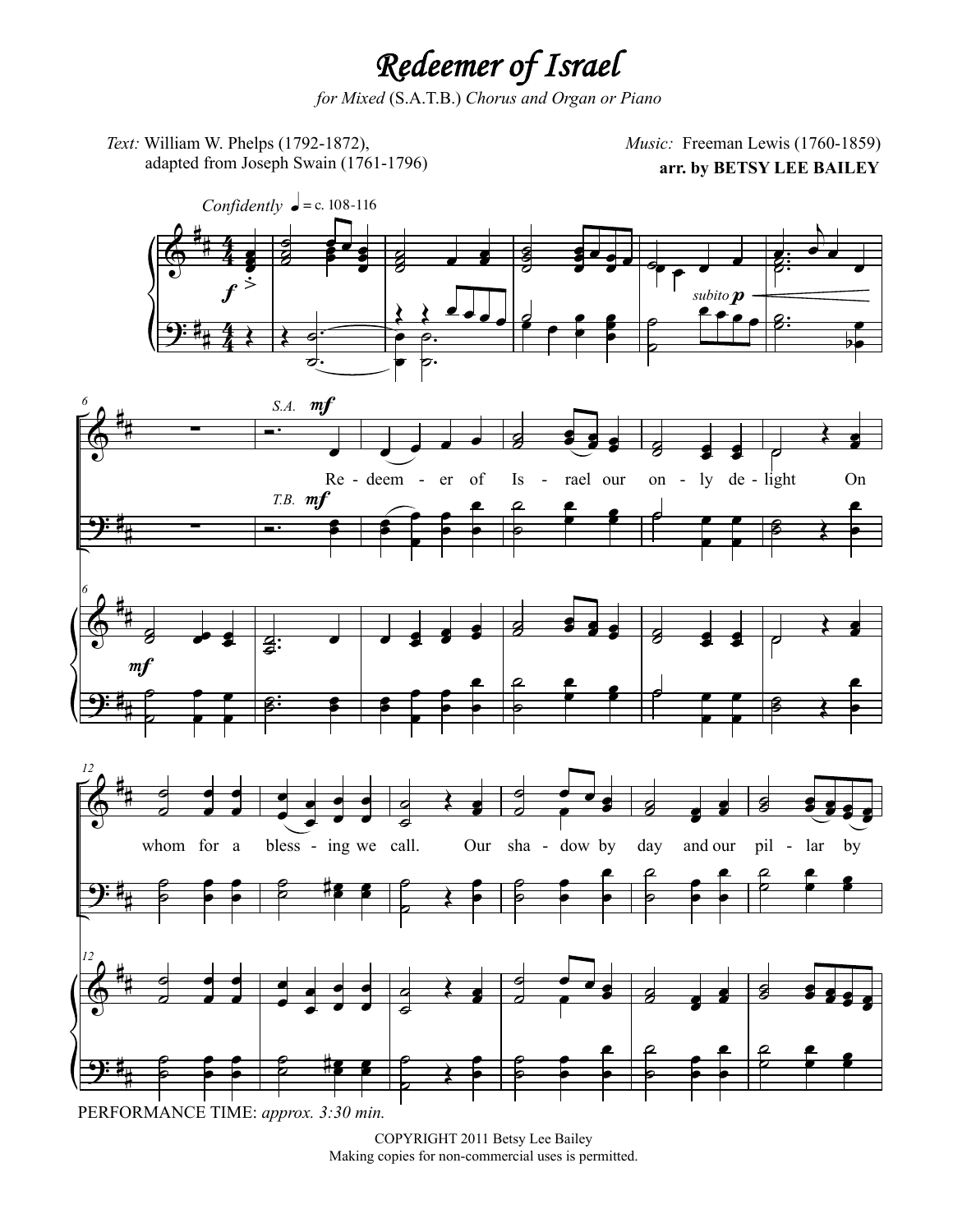# *Redeemer of Israel*

*for Mixed* (S.A.T.B.) *Chorus and Organ or Piano*

*Text:* William W. Phelps (1792-1872), adapted from Joseph Swain (1761-1796)

*Music:* Freeman Lewis (1760-1859)

**arr. by BETSY LEE BAILEY**

PERFORMANCE TIME: *approx. 3:30 min.*

COPYRIGHT 2011 Betsy Lee Bailey
Making copies for non-commercial uses is permitted.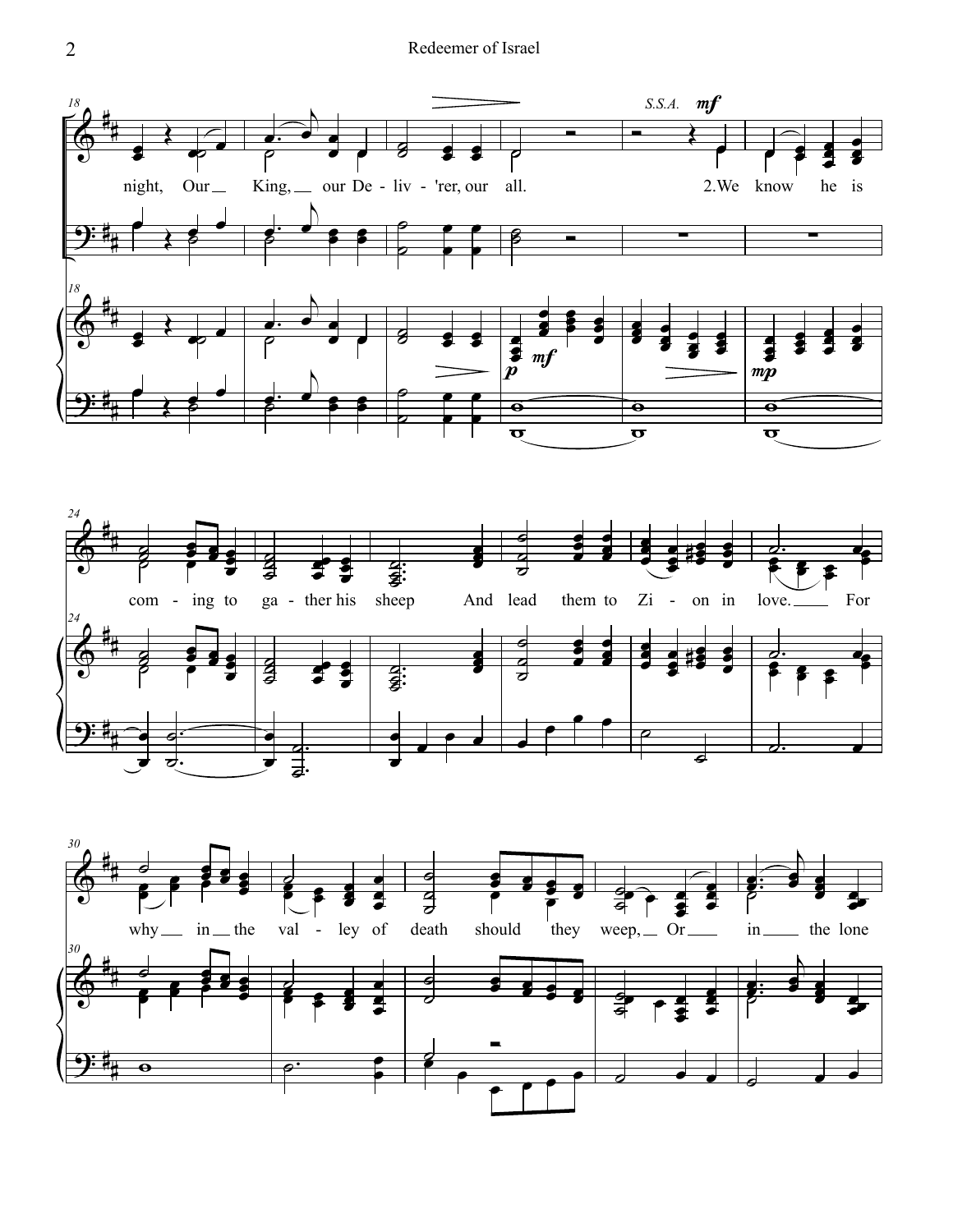S.S.A. *mf*

night, Our King, our De - liv - 'rer, our all. 2.We know he is

com - ing to ga - ther his sheep And lead them to Zi - on in love. For

why in the val - ley of death should they weep, Or in the lone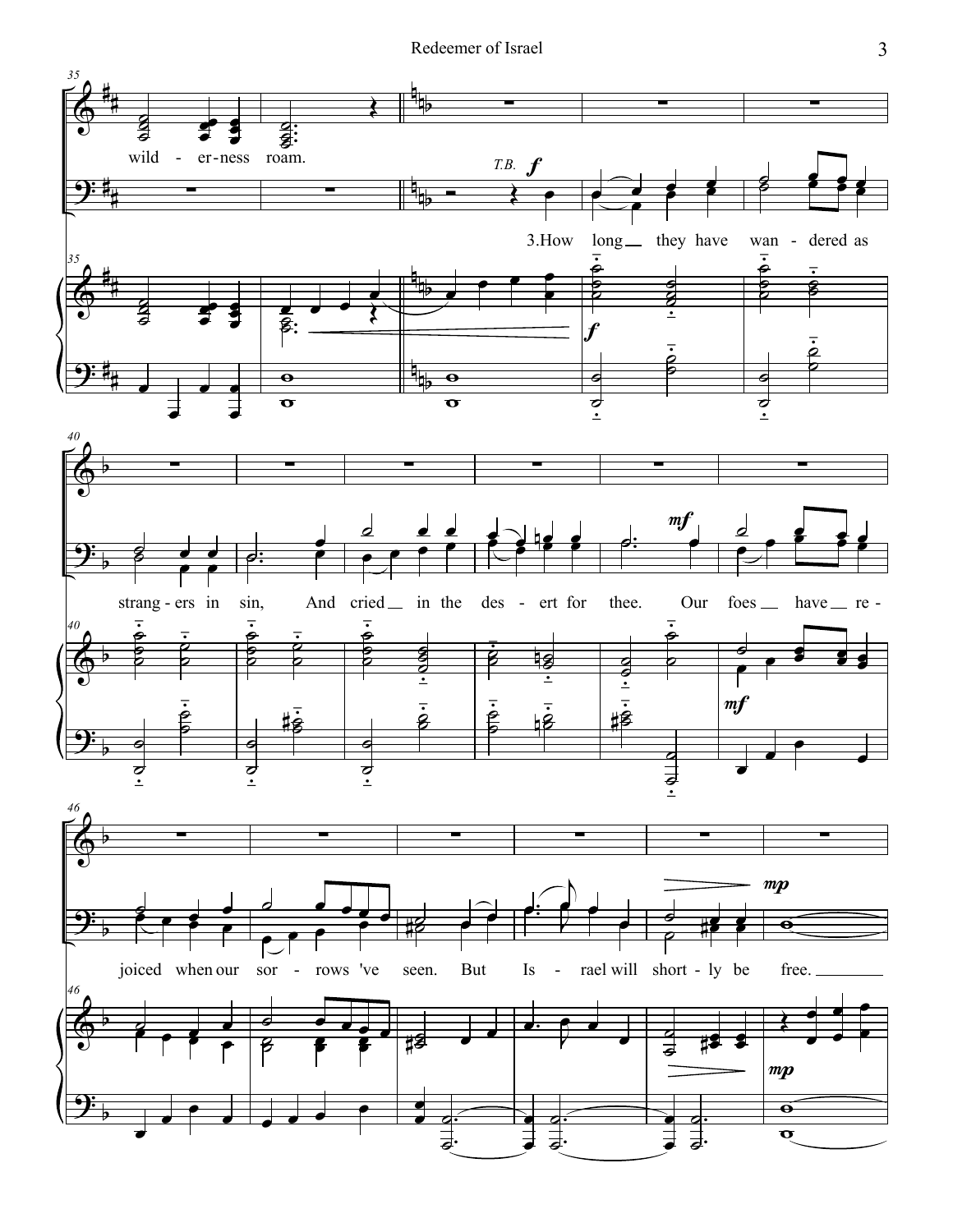wild - er-ness roam.

*T.B.* ***f***

3.How long they have wan - dered as

strang - ers in sin, And cried in the des - ert for thee. Our foes have re -

joiced when our sor - rows 've seen. But Is - rael will short - ly be free.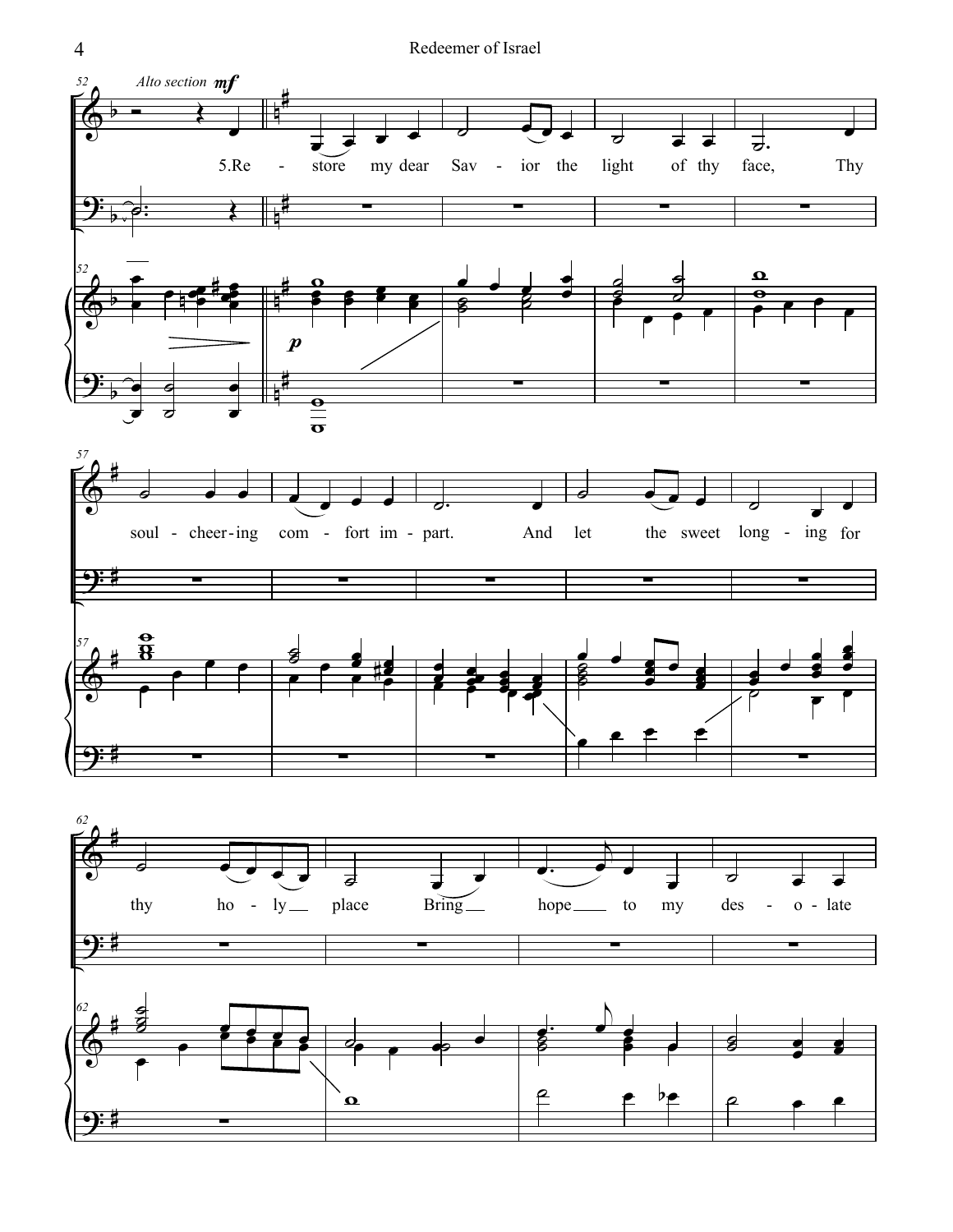*Alto section* **mf**

5.Re - store my dear Sav - ior the light of thy face, Thy

soul - cheer - ing com - fort im - part. And let the sweet long - ing for

thy ho - ly place Bring hope to my des - o - late

**p**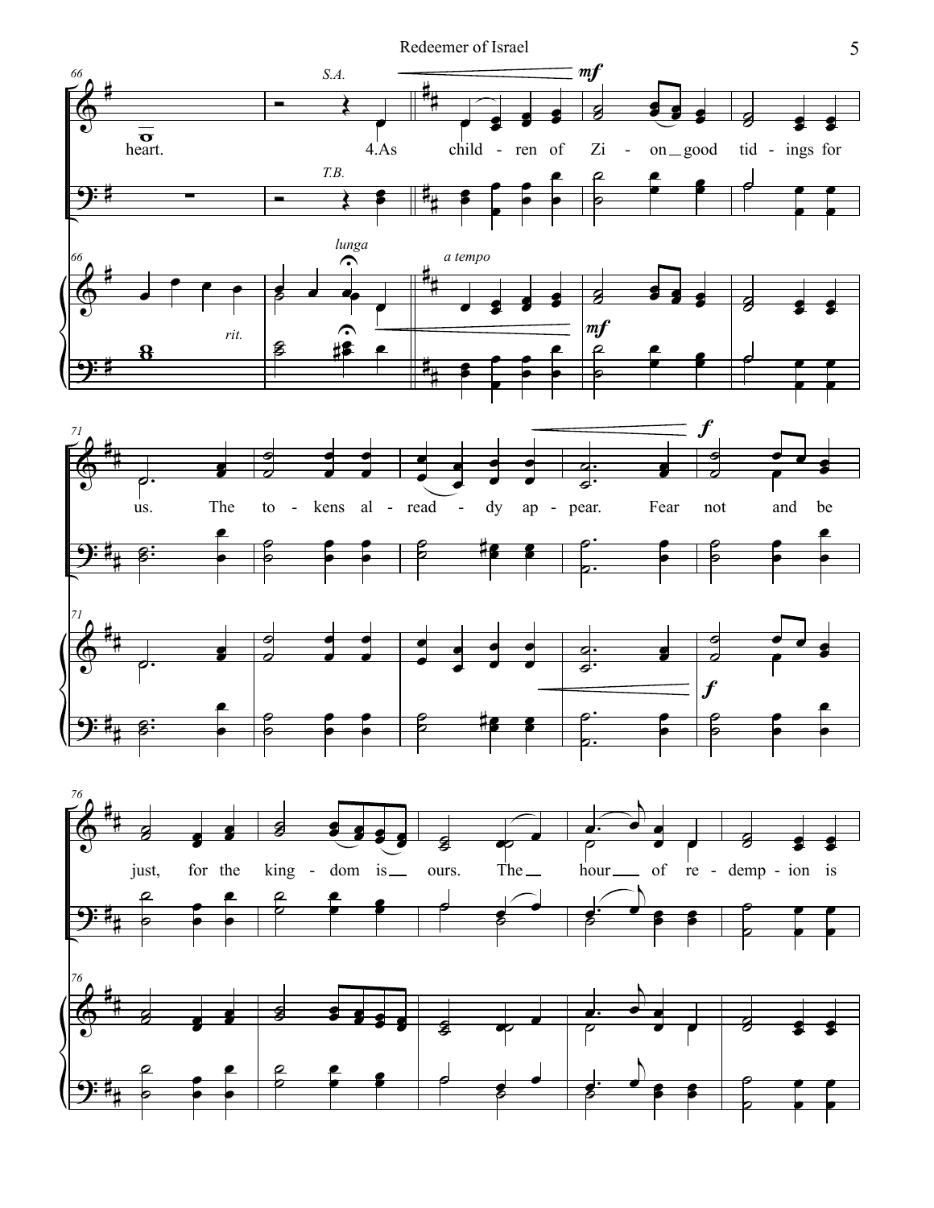heart. 4.As child - ren of Zi - on good tid - ings for us. The to - kens al - read - dy ap - pear. Fear not and be just, for the king - dom is ours. The hour of re - demp - ion is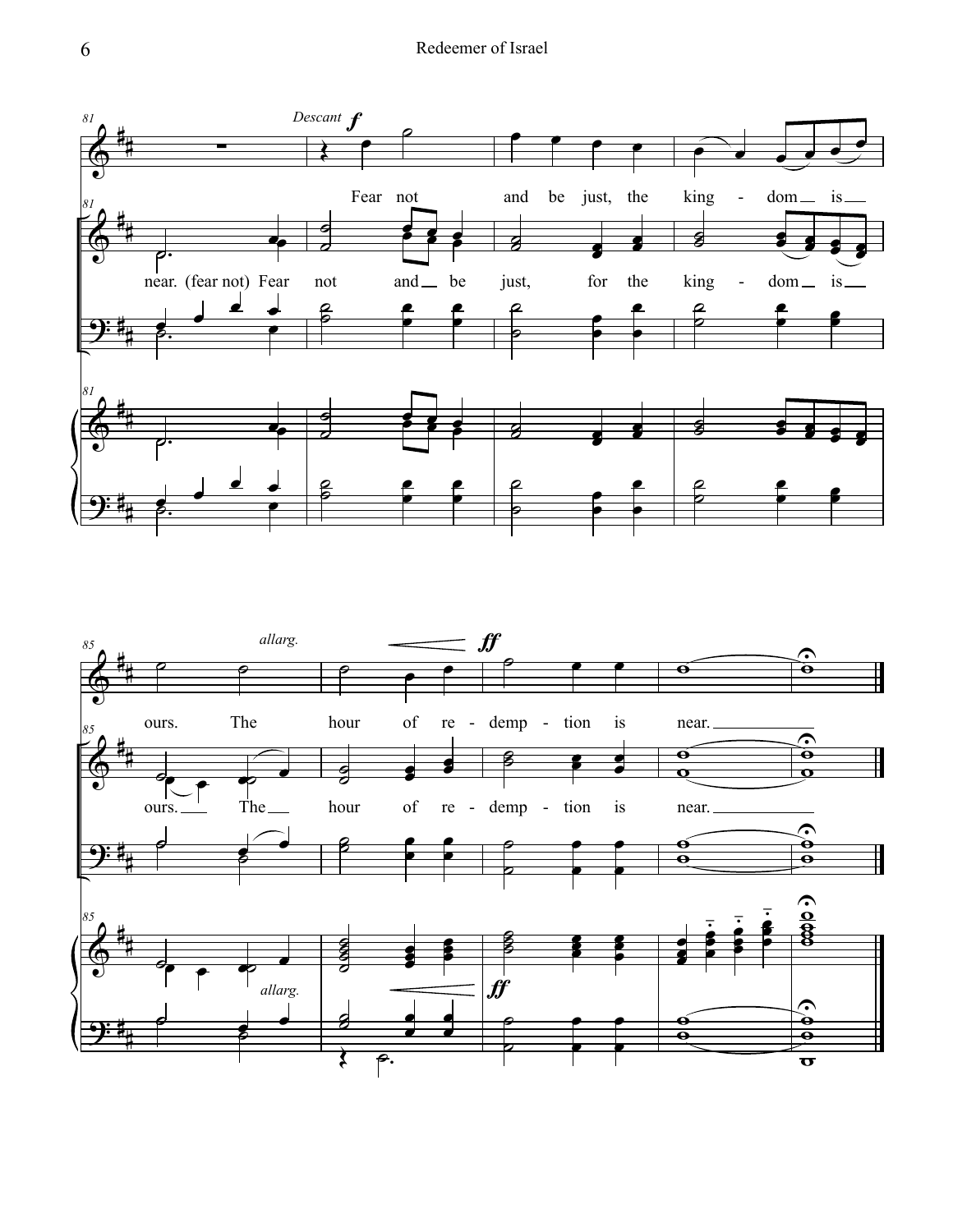81

*Descant* **f**

Fear not and be just, the king - dom is

near. (fear not) Fear not and be just, for the king - dom is

85

*allarg.* **ff**

ours. The hour of re - demp - tion is near.

ours. The hour of re - demp - tion is near.

*allarg.* **ff**